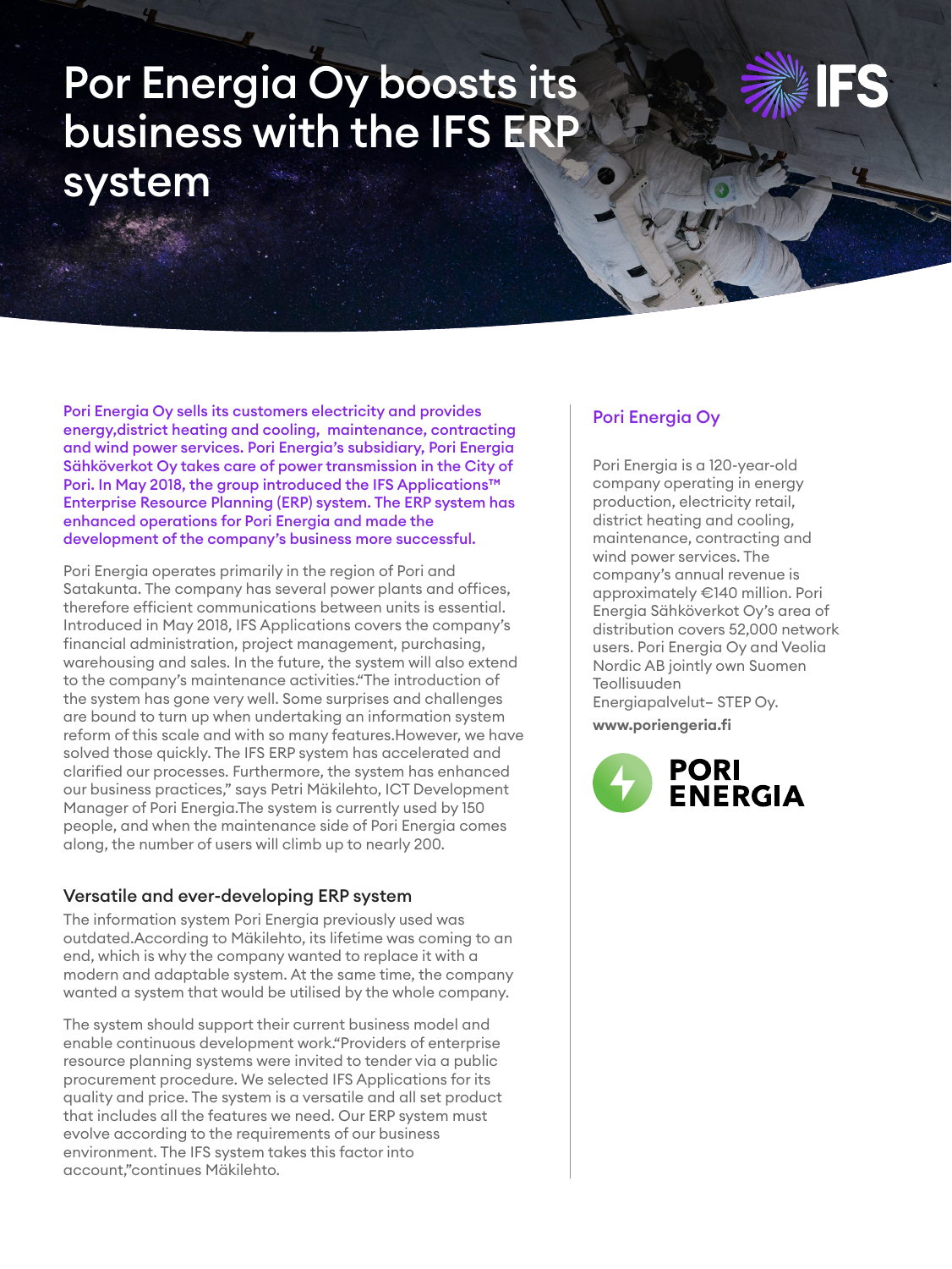# Por Energia Oy boosts its business with the IFS ERP system

**Pori Energia Oy sells its customers electricity and provides energy,district heating and cooling, maintenance, contracting and wind power services. Pori Energia's subsidiary, Pori Energia Sähköverkot Oy takes care of power transmission in the City of Pori. In May 2018, the group introduced the IFS Applications™ Enterprise Resource Planning (ERP) system. The ERP system has enhanced operations for Pori Energia and made the development of the company's business more successful.**

Pori Energia operates primarily in the region of Pori and Satakunta. The company has several power plants and offices, therefore efficient communications between units is essential. Introduced in May 2018, IFS Applications covers the company's financial administration, project management, purchasing, warehousing and sales. In the future, the system will also extend to the company's maintenance activities."The introduction of the system has gone very well. Some surprises and challenges are bound to turn up when undertaking an information system reform of this scale and with so many features.However, we have solved those quickly. The IFS ERP system has accelerated and clarified our processes. Furthermore, the system has enhanced our business practices," says Petri Mäkilehto, ICT Development Manager of Pori Energia.The system is currently used by 150 people, and when the maintenance side of Pori Energia comes along, the number of users will climb up to nearly 200.

## Versatile and ever-developing ERP system

The information system Pori Energia previously used was outdated.According to Mäkilehto, its lifetime was coming to an end, which is why the company wanted to replace it with a modern and adaptable system. At the same time, the company wanted a system that would be utilised by the whole company.

The system should support their current business model and enable continuous development work."Providers of enterprise resource planning systems were invited to tender via a public procurement procedure. We selected IFS Applications for its quality and price. The system is a versatile and all set product that includes all the features we need. Our ERP system must evolve according to the requirements of our business environment. The IFS system takes this factor into account,"continues Mäkilehto.

## Pori Energia Oy

Pori Energia is a 120-year-old company operating in energy production, electricity retail, district heating and cooling, maintenance, contracting and wind power services. The company's annual revenue is approximately €140 million. Pori Energia Sähköverkot Oy's area of distribution covers 52,000 network users. Pori Energia Oy and Veolia Nordic AB jointly own Suomen Teollisuuden Energiapalvelut– STEP Oy.

**www.poriengeria.fi**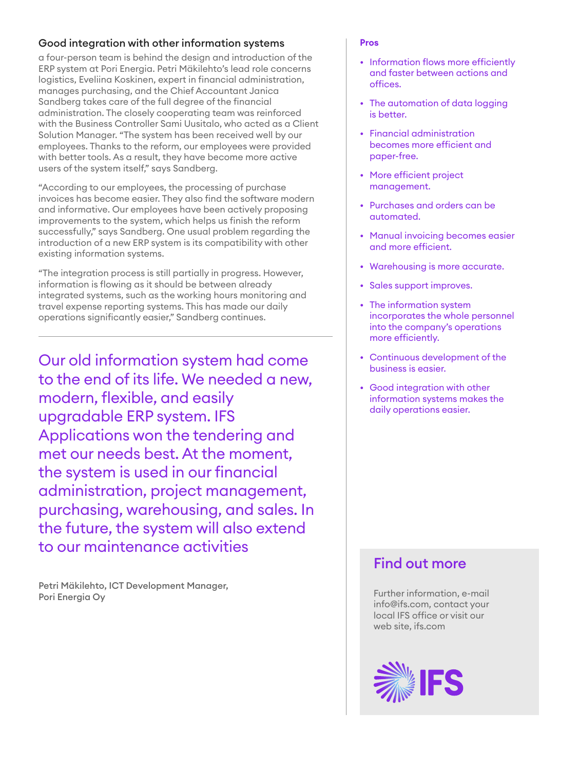## Good integration with other information systems

a four-person team is behind the design and introduction of the ERP system at Pori Energia. Petri Mäkilehto's lead role concerns logistics, Eveliina Koskinen, expert in financial administration, manages purchasing, and the Chief Accountant Janica Sandberg takes care of the full degree of the financial administration. The closely cooperating team was reinforced with the Business Controller Sami Uusitalo, who acted as a Client Solution Manager. "The system has been received well by our employees. Thanks to the reform, our employees were provided with better tools. As a result, they have become more active users of the system itself," says Sandberg.

"According to our employees, the processing of purchase invoices has become easier. They also find the software modern and informative. Our employees have been actively proposing improvements to the system, which helps us finish the reform successfully," says Sandberg. One usual problem regarding the introduction of a new ERP system is its compatibility with other existing information systems.

"The integration process is still partially in progress. However, information is flowing as it should be between already integrated systems, such as the working hours monitoring and travel expense reporting systems. This has made our daily operations significantly easier," Sandberg continues.

---

Our old information system had come to the end of its life. We needed a new, modern, flexible, and easily upgradable ERP system. IFS Applications won the tendering and met our needs best. At the moment, the system is used in our financial administration, project management, purchasing, warehousing, and sales. In the future, the system will also extend to our maintenance activities

Petri Mäkilehto, ICT Development Manager,
Pori Energia Oy

**Pros**

- Information flows more efficiently and faster between actions and offices.
- The automation of data logging is better.
- Financial administration becomes more efficient and paper-free.
- More efficient project management.
- Purchases and orders can be automated.
- Manual invoicing becomes easier and more efficient.
- Warehousing is more accurate.
- Sales support improves.
- The information system incorporates the whole personnel into the company's operations more efficiently.
- Continuous development of the business is easier.
- Good integration with other information systems makes the daily operations easier.

## Find out more

Further information, e-mail info@ifs.com, contact your local IFS office or visit our web site, ifs.com

IFS